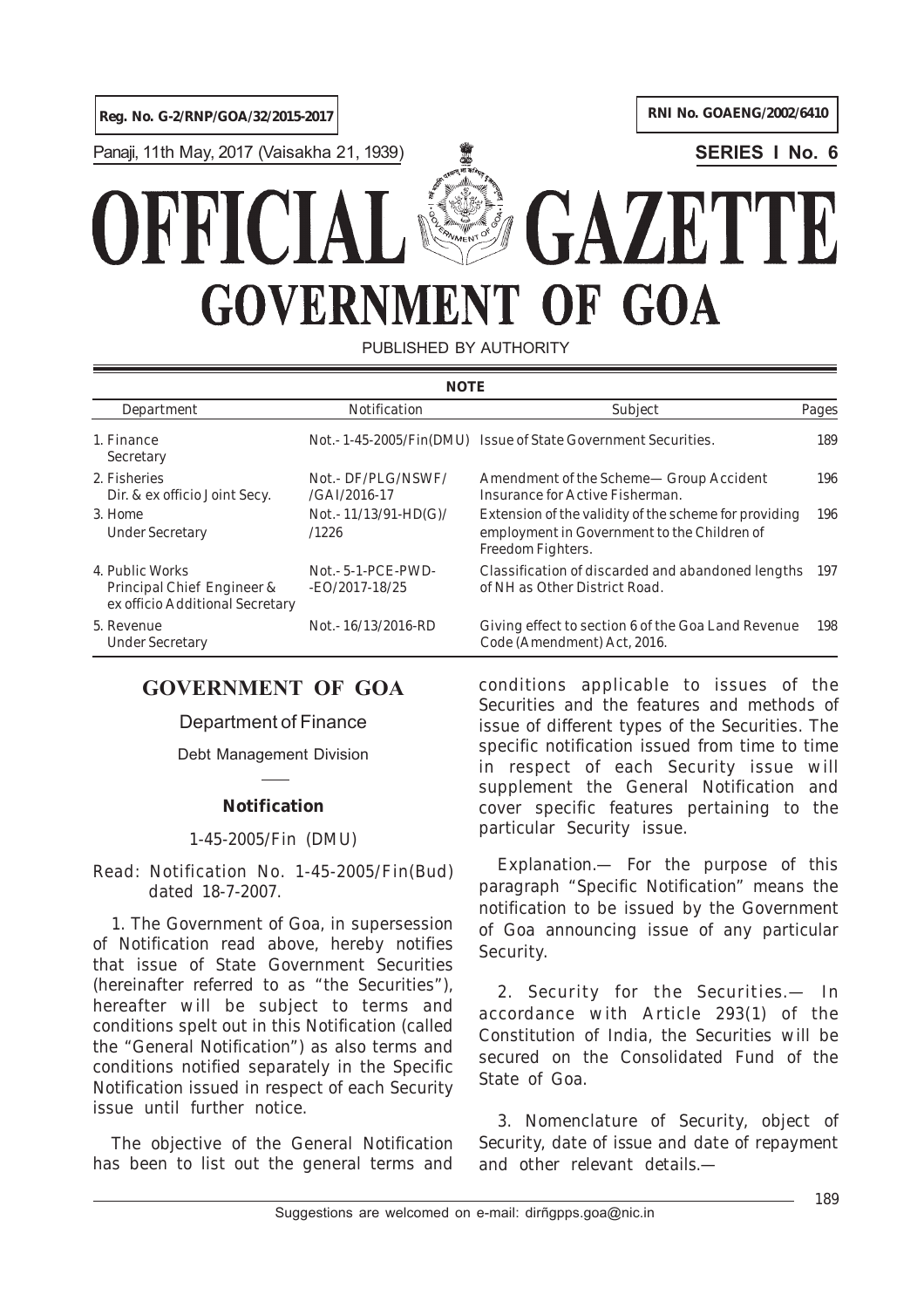Reg. No. G-2/RNP/GOA/32/2015-2017

RNI No. GOAENG/2002/6410

Panaji, 11th May, 2017 (Vaisakha 21, 1939)

**SERIES I No. 6**

# OFFICIAL GAZETTE
# GOVERNMENT OF GOA

PUBLISHED BY AUTHORITY

**NOTE**

| Department | Notification | Subject | Pages |
|---|---|---|---|
| 1. Finance Secretary | Not.- 1-45-2005/Fin(DMU) | Issue of State Government Securities. | 189 |
| 2. Fisheries Dir. & ex officio Joint Secy. | Not.- DF/PLG/NSWF/ /GAI/2016-17 | Amendment of the Scheme— Group Accident Insurance for Active Fisherman. | 196 |
| 3. Home Under Secretary | Not.- 11/13/91-HD(G)/ /1226 | Extension of the validity of the scheme for providing employment in Government to the Children of Freedom Fighters. | 196 |
| 4. Public Works Principal Chief Engineer & ex officio Additional Secretary | Not.- 5-1-PCE-PWD- -EO/2017-18/25 | Classification of discarded and abandoned lengths of NH as Other District Road. | 197 |
| 5. Revenue Under Secretary | Not.- 16/13/2016-RD | Giving effect to section 6 of the Goa Land Revenue Code (Amendment) Act, 2016. | 198 |

## GOVERNMENT OF GOA

Department of Finance

Debt Management Division

---

### Notification

1-45-2005/Fin (DMU)

Read: Notification No. 1-45-2005/Fin(Bud) dated 18-7-2007.

1. The Government of Goa, in supersession of Notification read above, hereby notifies that issue of State Government Securities (hereinafter referred to as "the Securities"), hereafter will be subject to terms and conditions spelt out in this Notification (called the "General Notification") as also terms and conditions notified separately in the Specific Notification issued in respect of each Security issue until further notice.

The objective of the General Notification has been to list out the general terms and conditions applicable to issues of the Securities and the features and methods of issue of different types of the Securities. The specific notification issued from time to time in respect of each Security issue will supplement the General Notification and cover specific features pertaining to the particular Security issue.

*Explanation.*— For the purpose of this paragraph "Specific Notification" means the notification to be issued by the Government of Goa announcing issue of any particular Security.

2. *Security for the Securities.*— In accordance with Article 293(1) of the Constitution of India, the Securities will be secured on the Consolidated Fund of the State of Goa.

3. *Nomenclature of Security, object of Security, date of issue and date of repayment and other relevant details.*—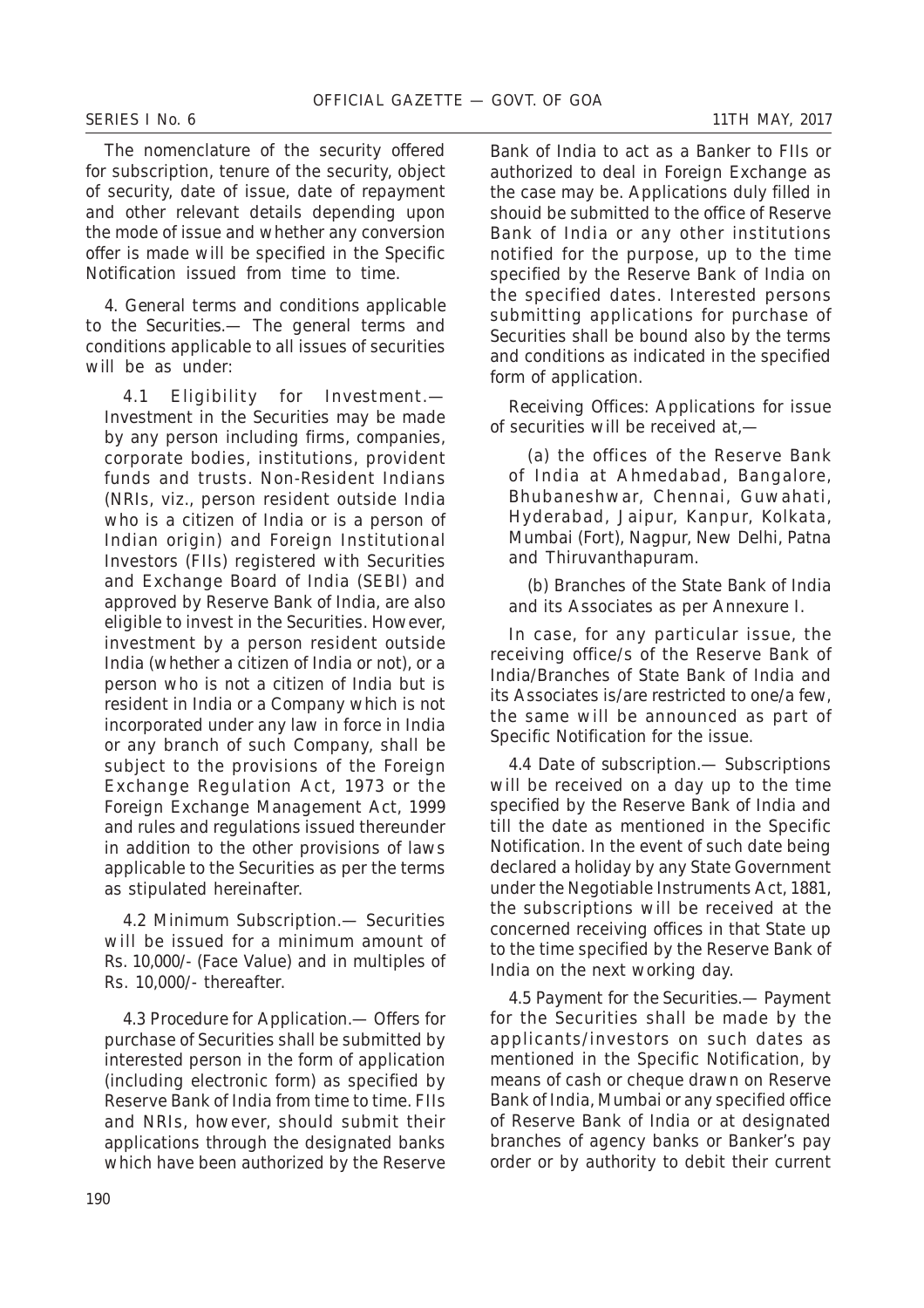The nomenclature of the security offered for subscription, tenure of the security, object of security, date of issue, date of repayment and other relevant details depending upon the mode of issue and whether any conversion offer is made will be specified in the Specific Notification issued from time to time.

4. General terms and conditions applicable to the Securities.— The general terms and conditions applicable to all issues of securities will be as under:

4.1 Eligibility for Investment.— Investment in the Securities may be made by any person including firms, companies, corporate bodies, institutions, provident funds and trusts. Non-Resident Indians (NRIs, viz., person resident outside India who is a citizen of India or is a person of Indian origin) and Foreign Institutional Investors (FIIs) registered with Securities and Exchange Board of India (SEBI) and approved by Reserve Bank of India, are also eligible to invest in the Securities. However, investment by a person resident outside India (whether a citizen of India or not), or a person who is not a citizen of India but is resident in India or a Company which is not incorporated under any law in force in India or any branch of such Company, shall be subject to the provisions of the Foreign Exchange Regulation Act, 1973 or the Foreign Exchange Management Act, 1999 and rules and regulations issued thereunder in addition to the other provisions of laws applicable to the Securities as per the terms as stipulated hereinafter.

4.2 Minimum Subscription.— Securities will be issued for a minimum amount of Rs. 10,000/- (Face Value) and in multiples of Rs. 10,000/- thereafter.

4.3 Procedure for Application.— Offers for purchase of Securities shall be submitted by interested person in the form of application (including electronic form) as specified by Reserve Bank of India from time to time. FIIs and NRIs, however, should submit their applications through the designated banks which have been authorized by the Reserve Bank of India to act as a Banker to FIIs or authorized to deal in Foreign Exchange as the case may be. Applications duly filled in shouid be submitted to the office of Reserve Bank of India or any other institutions notified for the purpose, up to the time specified by the Reserve Bank of India on the specified dates. Interested persons submitting applications for purchase of Securities shall be bound also by the terms and conditions as indicated in the specified form of application.

Receiving Offices: Applications for issue of securities will be received at,—

(a) the offices of the Reserve Bank of India at Ahmedabad, Bangalore, Bhubaneshwar, Chennai, Guwahati, Hyderabad, Jaipur, Kanpur, Kolkata, Mumbai (Fort), Nagpur, New Delhi, Patna and Thiruvanthapuram.

(b) Branches of the State Bank of India and its Associates as per Annexure I.

In case, for any particular issue, the receiving office/s of the Reserve Bank of India/Branches of State Bank of India and its Associates is/are restricted to one/a few, the same will be announced as part of Specific Notification for the issue.

4.4 Date of subscription.— Subscriptions will be received on a day up to the time specified by the Reserve Bank of India and till the date as mentioned in the Specific Notification. In the event of such date being declared a holiday by any State Government under the Negotiable Instruments Act, 1881, the subscriptions will be received at the concerned receiving offices in that State up to the time specified by the Reserve Bank of India on the next working day.

4.5 Payment for the Securities.— Payment for the Securities shall be made by the applicants/investors on such dates as mentioned in the Specific Notification, by means of cash or cheque drawn on Reserve Bank of India, Mumbai or any specified office of Reserve Bank of India or at designated branches of agency banks or Banker's pay order or by authority to debit their current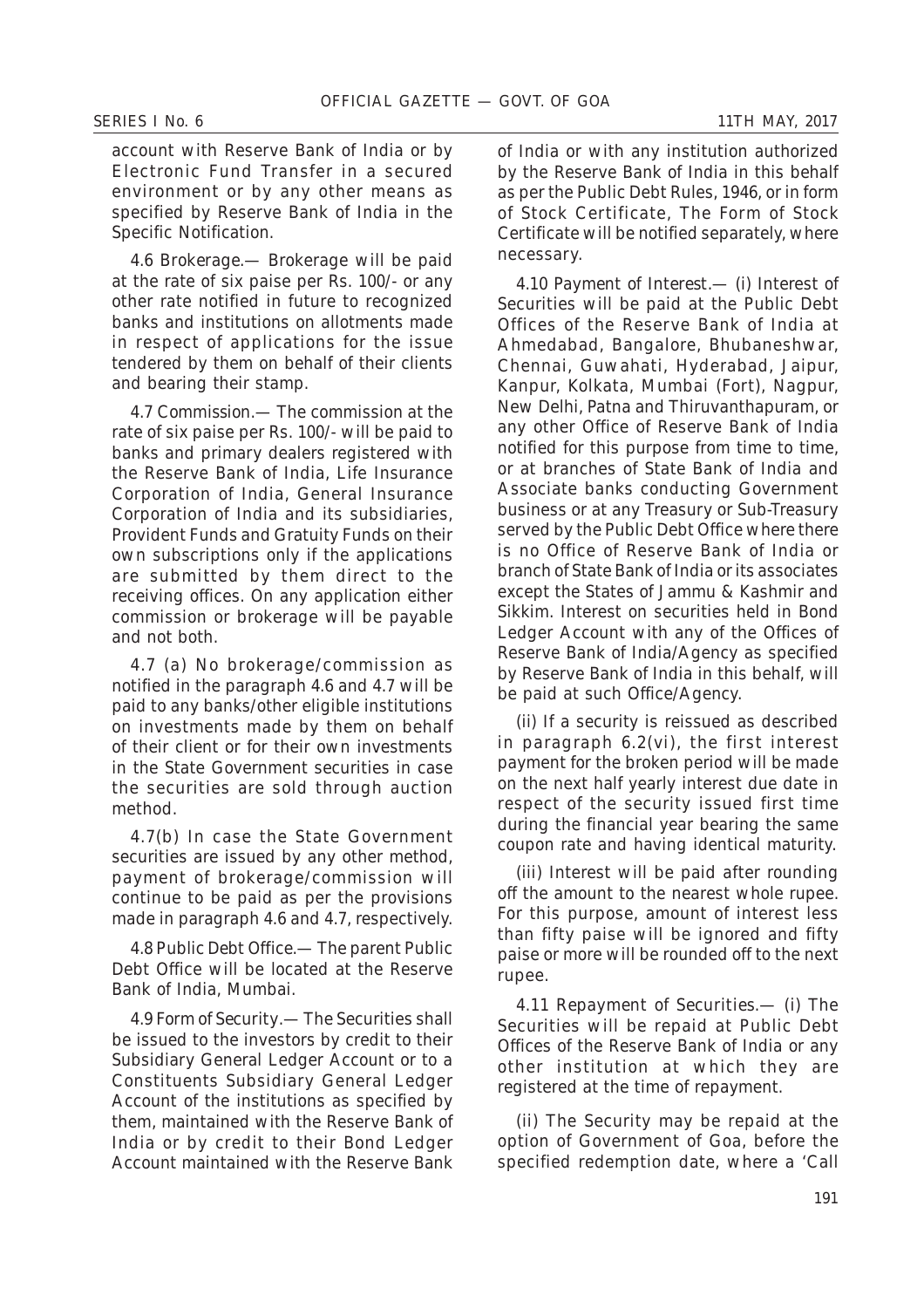account with Reserve Bank of India or by Electronic Fund Transfer in a secured environment or by any other means as specified by Reserve Bank of India in the Specific Notification.

4.6 Brokerage.— Brokerage will be paid at the rate of six paise per Rs. 100/- or any other rate notified in future to recognized banks and institutions on allotments made in respect of applications for the issue tendered by them on behalf of their clients and bearing their stamp.

4.7 Commission.— The commission at the rate of six paise per Rs. 100/- will be paid to banks and primary dealers registered with the Reserve Bank of India, Life Insurance Corporation of India, General Insurance Corporation of India and its subsidiaries, Provident Funds and Gratuity Funds on their own subscriptions only if the applications are submitted by them direct to the receiving offices. On any application either commission or brokerage will be payable and not both.

4.7 (a) No brokerage/commission as notified in the paragraph 4.6 and 4.7 will be paid to any banks/other eligible institutions on investments made by them on behalf of their client or for their own investments in the State Government securities in case the securities are sold through auction method.

4.7(b) In case the State Government securities are issued by any other method, payment of brokerage/commission will continue to be paid as per the provisions made in paragraph 4.6 and 4.7, respectively.

4.8 Public Debt Office.— The parent Public Debt Office will be located at the Reserve Bank of India, Mumbai.

4.9 Form of Security.— The Securities shall be issued to the investors by credit to their Subsidiary General Ledger Account or to a Constituents Subsidiary General Ledger Account of the institutions as specified by them, maintained with the Reserve Bank of India or by credit to their Bond Ledger Account maintained with the Reserve Bank of India or with any institution authorized by the Reserve Bank of India in this behalf as per the Public Debt Rules, 1946, or in form of Stock Certificate, The Form of Stock Certificate will be notified separately, where necessary.

4.10 Payment of Interest.— (i) Interest of Securities will be paid at the Public Debt Offices of the Reserve Bank of India at Ahmedabad, Bangalore, Bhubaneshwar, Chennai, Guwahati, Hyderabad, Jaipur, Kanpur, Kolkata, Mumbai (Fort), Nagpur, New Delhi, Patna and Thiruvanthapuram, or any other Office of Reserve Bank of India notified for this purpose from time to time, or at branches of State Bank of India and Associate banks conducting Government business or at any Treasury or Sub-Treasury served by the Public Debt Office where there is no Office of Reserve Bank of India or branch of State Bank of India or its associates except the States of Jammu & Kashmir and Sikkim. Interest on securities held in Bond Ledger Account with any of the Offices of Reserve Bank of India/Agency as specified by Reserve Bank of India in this behalf, will be paid at such Office/Agency.

(ii) If a security is reissued as described in paragraph 6.2(vi), the first interest payment for the broken period will be made on the next half yearly interest due date in respect of the security issued first time during the financial year bearing the same coupon rate and having identical maturity.

(iii) Interest will be paid after rounding off the amount to the nearest whole rupee. For this purpose, amount of interest less than fifty paise will be ignored and fifty paise or more will be rounded off to the next rupee.

4.11 Repayment of Securities.— (i) The Securities will be repaid at Public Debt Offices of the Reserve Bank of India or any other institution at which they are registered at the time of repayment.

(ii) The Security may be repaid at the option of Government of Goa, before the specified redemption date, where a 'Call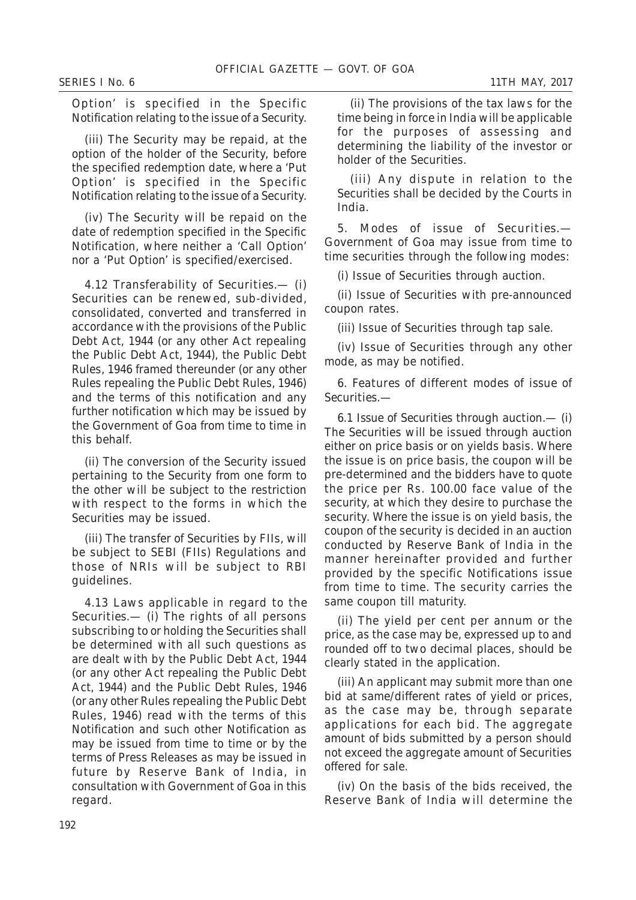Option' is specified in the Specific Notification relating to the issue of a Security.

(iii) The Security may be repaid, at the option of the holder of the Security, before the specified redemption date, where a 'Put Option' is specified in the Specific Notification relating to the issue of a Security.

(iv) The Security will be repaid on the date of redemption specified in the Specific Notification, where neither a 'Call Option' nor a 'Put Option' is specified/exercised.

4.12 Transferability of Securities.— (i) Securities can be renewed, sub-divided, consolidated, converted and transferred in accordance with the provisions of the Public Debt Act, 1944 (or any other Act repealing the Public Debt Act, 1944), the Public Debt Rules, 1946 framed thereunder (or any other Rules repealing the Public Debt Rules, 1946) and the terms of this notification and any further notification which may be issued by the Government of Goa from time to time in this behalf.

(ii) The conversion of the Security issued pertaining to the Security from one form to the other will be subject to the restriction with respect to the forms in which the Securities may be issued.

(iii) The transfer of Securities by FIIs, will be subject to SEBI (FIIs) Regulations and those of NRIs will be subject to RBI guidelines.

4.13 Laws applicable in regard to the Securities.— (i) The rights of all persons subscribing to or holding the Securities shall be determined with all such questions as are dealt with by the Public Debt Act, 1944 (or any other Act repealing the Public Debt Act, 1944) and the Public Debt Rules, 1946 (or any other Rules repealing the Public Debt Rules, 1946) read with the terms of this Notification and such other Notification as may be issued from time to time or by the terms of Press Releases as may be issued in future by Reserve Bank of India, in consultation with Government of Goa in this regard.

(ii) The provisions of the tax laws for the time being in force in India will be applicable for the purposes of assessing and determining the liability of the investor or holder of the Securities.

(iii) Any dispute in relation to the Securities shall be decided by the Courts in India.

5. Modes of issue of Securities.— Government of Goa may issue from time to time securities through the following modes:

(i) Issue of Securities through auction.

(ii) Issue of Securities with pre-announced coupon rates.

(iii) Issue of Securities through tap sale.

(iv) Issue of Securities through any other mode, as may be notified.

6. Features of different modes of issue of Securities.—

6.1 Issue of Securities through auction.— (i) The Securities will be issued through auction either on price basis or on yields basis. Where the issue is on price basis, the coupon will be pre-determined and the bidders have to quote the price per Rs. 100.00 face value of the security, at which they desire to purchase the security. Where the issue is on yield basis, the coupon of the security is decided in an auction conducted by Reserve Bank of India in the manner hereinafter provided and further provided by the specific Notifications issue from time to time. The security carries the same coupon till maturity.

(ii) The yield per cent per annum or the price, as the case may be, expressed up to and rounded off to two decimal places, should be clearly stated in the application.

(iii) An applicant may submit more than one bid at same/different rates of yield or prices, as the case may be, through separate applications for each bid. The aggregate amount of bids submitted by a person should not exceed the aggregate amount of Securities offered for sale.

(iv) On the basis of the bids received, the Reserve Bank of India will determine the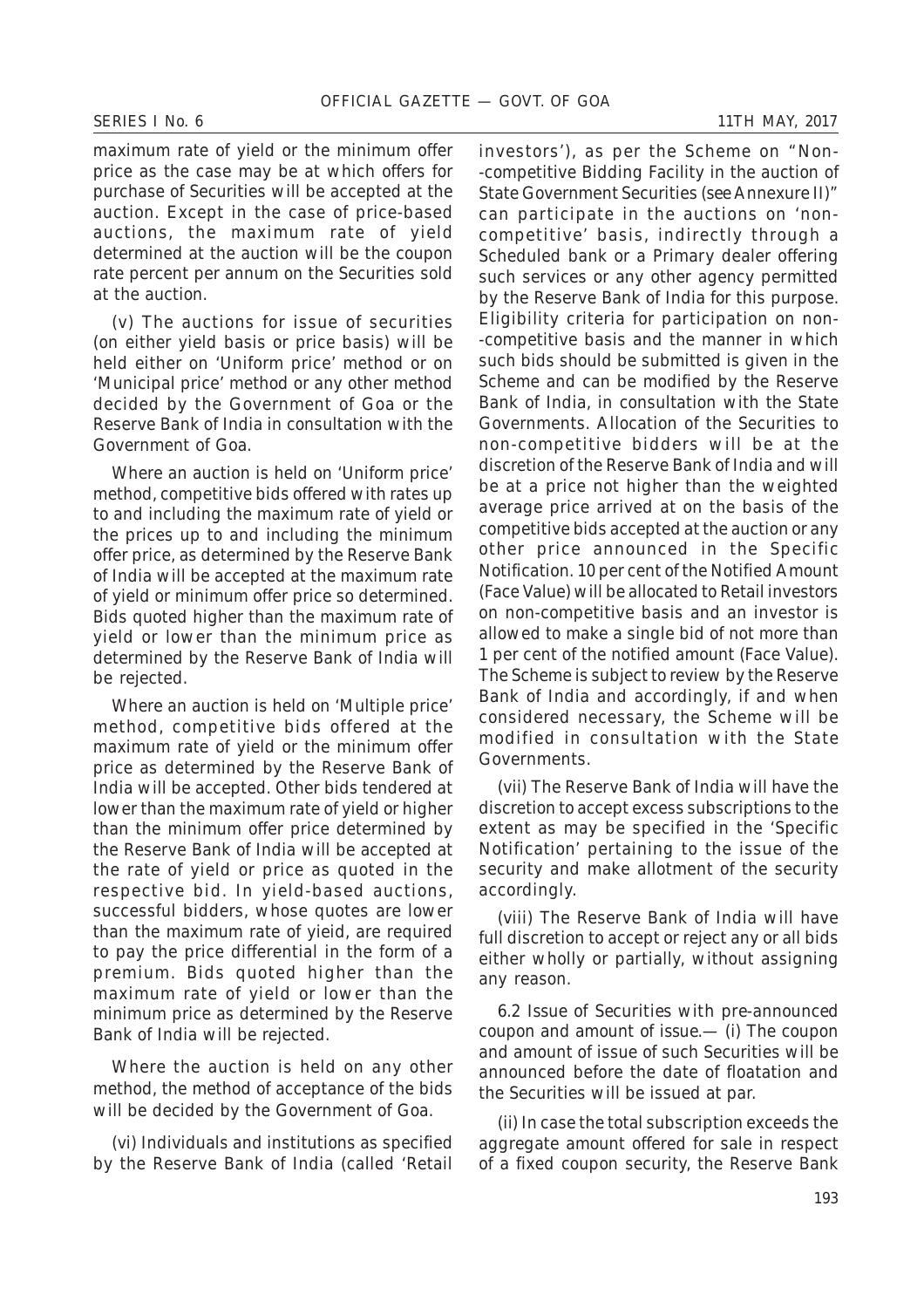maximum rate of yield or the minimum offer price as the case may be at which offers for purchase of Securities will be accepted at the auction. Except in the case of price-based auctions, the maximum rate of yield determined at the auction will be the coupon rate percent per annum on the Securities sold at the auction.

(v) The auctions for issue of securities (on either yield basis or price basis) will be held either on 'Uniform price' method or on 'Municipal price' method or any other method decided by the Government of Goa or the Reserve Bank of India in consultation with the Government of Goa.

Where an auction is held on 'Uniform price' method, competitive bids offered with rates up to and including the maximum rate of yield or the prices up to and including the minimum offer price, as determined by the Reserve Bank of India will be accepted at the maximum rate of yield or minimum offer price so determined. Bids quoted higher than the maximum rate of yield or lower than the minimum price as determined by the Reserve Bank of India will be rejected.

Where an auction is held on 'Multiple price' method, competitive bids offered at the maximum rate of yield or the minimum offer price as determined by the Reserve Bank of India will be accepted. Other bids tendered at lower than the maximum rate of yield or higher than the minimum offer price determined by the Reserve Bank of India will be accepted at the rate of yield or price as quoted in the respective bid. In yield-based auctions, successful bidders, whose quotes are lower than the maximum rate of yieid, are required to pay the price differential in the form of a premium. Bids quoted higher than the maximum rate of yield or lower than the minimum price as determined by the Reserve Bank of India will be rejected.

Where the auction is held on any other method, the method of acceptance of the bids will be decided by the Government of Goa.

(vi) Individuals and institutions as specified by the Reserve Bank of India (called 'Retail investors'), as per the Scheme on "Non--competitive Bidding Facility in the auction of State Government Securities (see Annexure II)" can participate in the auctions on 'non-competitive' basis, indirectly through a Scheduled bank or a Primary dealer offering such services or any other agency permitted by the Reserve Bank of India for this purpose. Eligibility criteria for participation on non--competitive basis and the manner in which such bids should be submitted is given in the Scheme and can be modified by the Reserve Bank of India, in consultation with the State Governments. Allocation of the Securities to non-competitive bidders will be at the discretion of the Reserve Bank of India and will be at a price not higher than the weighted average price arrived at on the basis of the competitive bids accepted at the auction or any other price announced in the Specific Notification. 10 per cent of the Notified Amount (Face Value) will be allocated to Retail investors on non-competitive basis and an investor is allowed to make a single bid of not more than 1 per cent of the notified amount (Face Value). The Scheme is subject to review by the Reserve Bank of India and accordingly, if and when considered necessary, the Scheme will be modified in consultation with the State Governments.

(vii) The Reserve Bank of India will have the discretion to accept excess subscriptions to the extent as may be specified in the 'Specific Notification' pertaining to the issue of the security and make allotment of the security accordingly.

(viii) The Reserve Bank of India will have full discretion to accept or reject any or all bids either wholly or partially, without assigning any reason.

6.2 Issue of Securities with pre-announced coupon and amount of issue.— (i) The coupon and amount of issue of such Securities will be announced before the date of floatation and the Securities will be issued at par.

(ii) In case the total subscription exceeds the aggregate amount offered for sale in respect of a fixed coupon security, the Reserve Bank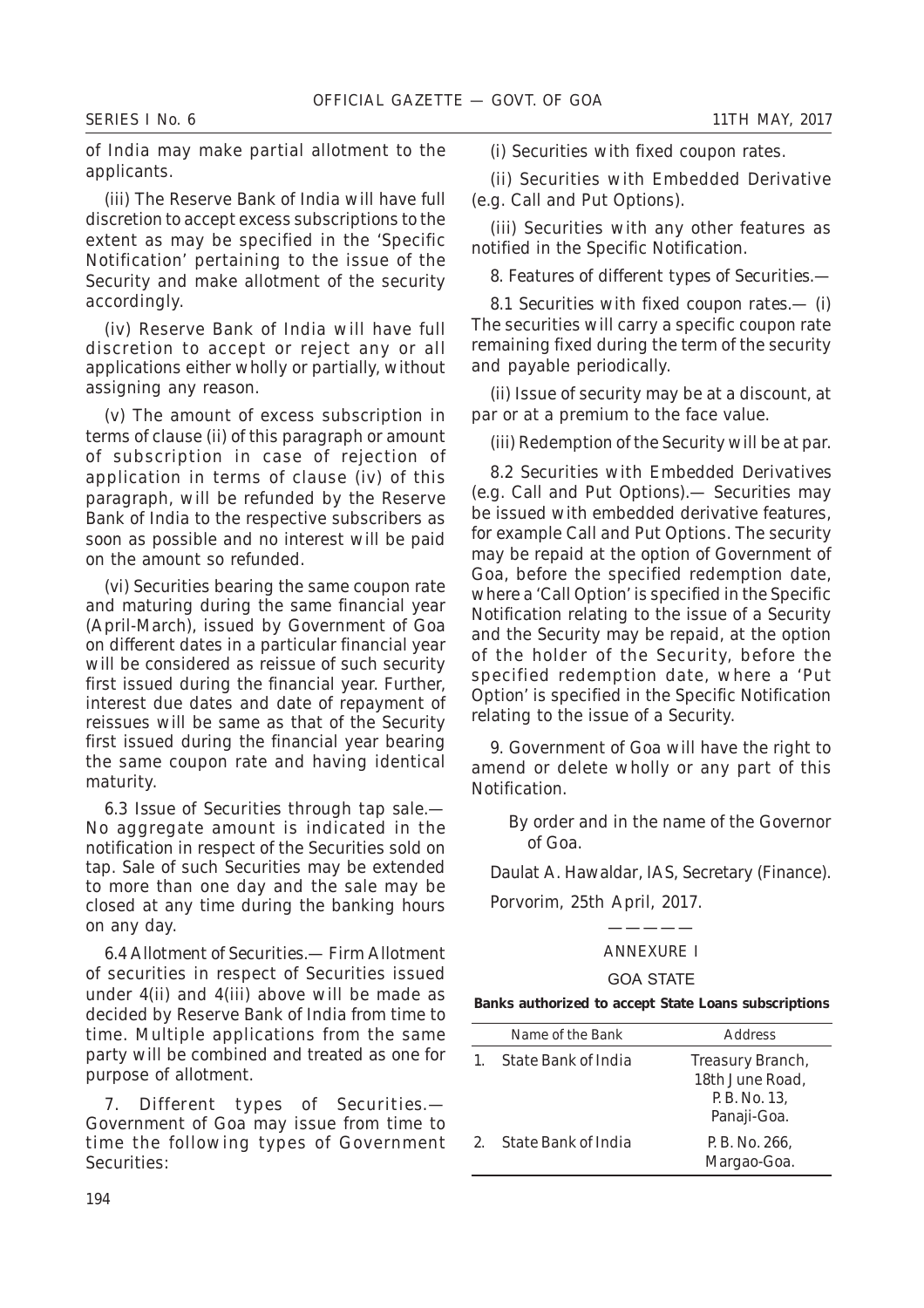of India may make partial allotment to the applicants.

(iii) The Reserve Bank of India will have full discretion to accept excess subscriptions to the extent as may be specified in the 'Specific Notification' pertaining to the issue of the Security and make allotment of the security accordingly.

(iv) Reserve Bank of India will have full discretion to accept or reject any or all applications either wholly or partially, without assigning any reason.

(v) The amount of excess subscription in terms of clause (ii) of this paragraph or amount of subscription in case of rejection of application in terms of clause (iv) of this paragraph, will be refunded by the Reserve Bank of India to the respective subscribers as soon as possible and no interest will be paid on the amount so refunded.

(vi) Securities bearing the same coupon rate and maturing during the same financial year (April-March), issued by Government of Goa on different dates in a particular financial year will be considered as reissue of such security first issued during the financial year. Further, interest due dates and date of repayment of reissues will be same as that of the Security first issued during the financial year bearing the same coupon rate and having identical maturity.

6.3 *Issue of Securities through tap sale*.— No aggregate amount is indicated in the notification in respect of the Securities sold on tap. Sale of such Securities may be extended to more than one day and the sale may be closed at any time during the banking hours on any day.

6.4 *Allotment of Securities*.— Firm Allotment of securities in respect of Securities issued under 4(ii) and 4(iii) above will be made as decided by Reserve Bank of India from time to time. Multiple applications from the same party will be combined and treated as one for purpose of allotment.

7. *Different types of Securities*.— Government of Goa may issue from time to time the following types of Government Securities:

(i) Securities with fixed coupon rates.

(ii) Securities with Embedded Derivative (e.g. Call and Put Options).

(iii) Securities with any other features as notified in the Specific Notification.

8. *Features of different types of Securities*.—

8.1 *Securities with fixed coupon rates*.— (i) The securities will carry a specific coupon rate remaining fixed during the term of the security and payable periodically.

(ii) Issue of security may be at a discount, at par or at a premium to the face value.

(iii) Redemption of the Security will be at par.

8.2 *Securities with Embedded Derivatives (e.g. Call and Put Options)*.— Securities may be issued with embedded derivative features, for example Call and Put Options. The security may be repaid at the option of Government of Goa, before the specified redemption date, where a 'Call Option' is specified in the Specific Notification relating to the issue of a Security and the Security may be repaid, at the option of the holder of the Security, before the specified redemption date, where a 'Put Option' is specified in the Specific Notification relating to the issue of a Security.

9. Government of Goa will have the right to amend or delete wholly or any part of this Notification.

By order and in the name of the Governor of Goa.

*Daulat A. Hawaldar*, IAS, Secretary (Finance).

Porvorim, 25th April, 2017.

———————

ANNEXURE I

GOA STATE

**Banks authorized to accept State Loans subscriptions**

| | Name of the Bank | Address |
|---|---|---|
| 1. | State Bank of India | Treasury Branch, 18th June Road, P. B. No. 13, Panaji-Goa. |
| 2. | State Bank of India | P. B. No. 266, Margao-Goa. |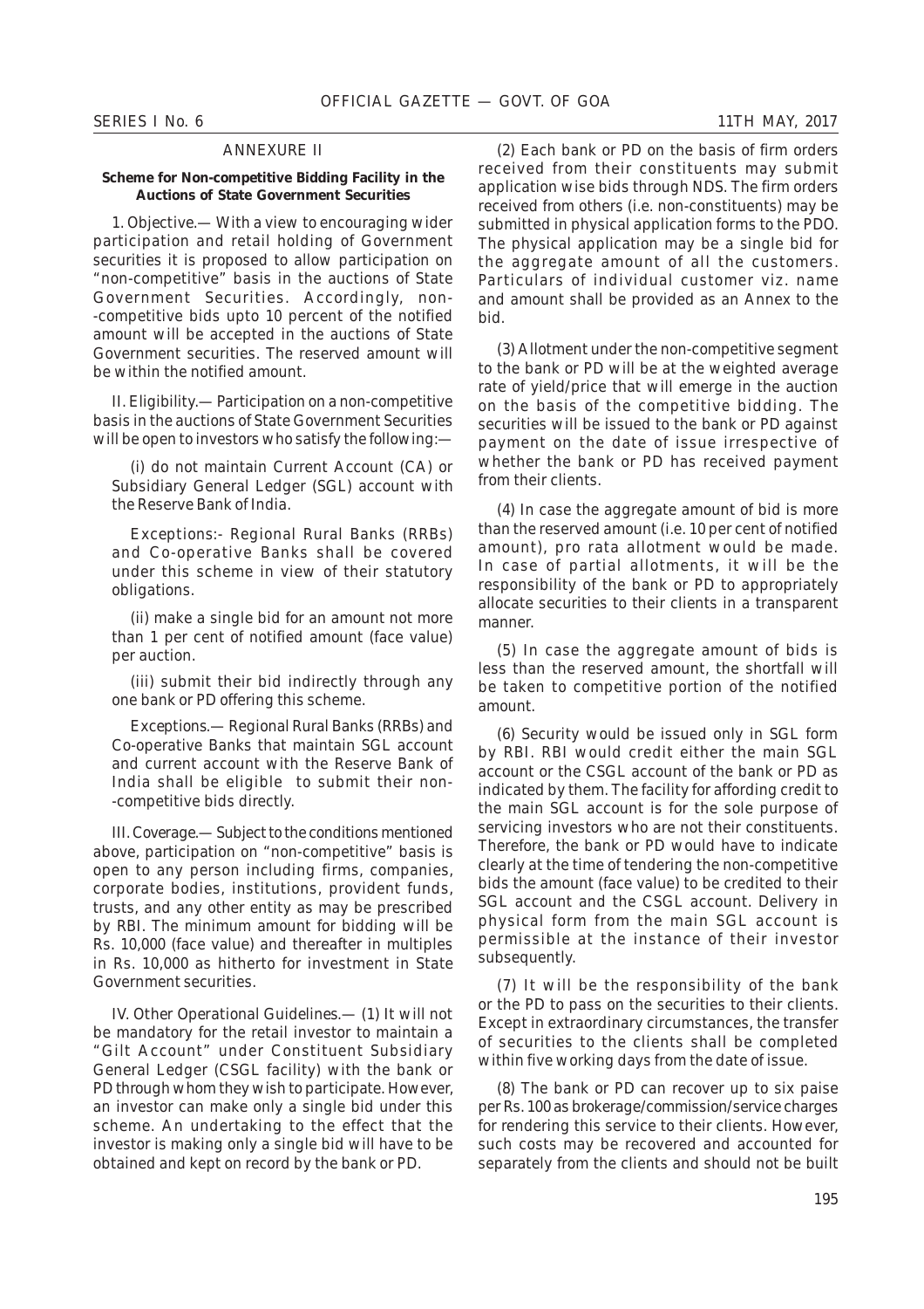## ANNEXURE II

**Scheme for Non-competitive Bidding Facility in the Auctions of State Government Securities**

1. Objective.— With a view to encouraging wider participation and retail holding of Government securities it is proposed to allow participation on "non-competitive" basis in the auctions of State Government Securities. Accordingly, non-competitive bids upto 10 percent of the notified amount will be accepted in the auctions of State Government securities. The reserved amount will be within the notified amount.

II. Eligibility.— Participation on a non-competitive basis in the auctions of State Government Securities will be open to investors who satisfy the following:—

(i) do not maintain Current Account (CA) or Subsidiary General Ledger (SGL) account with the Reserve Bank of India.

Exceptions:- Regional Rural Banks (RRBs) and Co-operative Banks shall be covered under this scheme in view of their statutory obligations.

(ii) make a single bid for an amount not more than 1 per cent of notified amount (face value) per auction.

(iii) submit their bid indirectly through any one bank or PD offering this scheme.

Exceptions.— Regional Rural Banks (RRBs) and Co-operative Banks that maintain SGL account and current account with the Reserve Bank of India shall be eligible to submit their non-competitive bids directly.

III. Coverage.— Subject to the conditions mentioned above, participation on "non-competitive" basis is open to any person including firms, companies, corporate bodies, institutions, provident funds, trusts, and any other entity as may be prescribed by RBI. The minimum amount for bidding will be Rs. 10,000 (face value) and thereafter in multiples in Rs. 10,000 as hitherto for investment in State Government securities.

IV. Other Operational Guidelines.— (1) It will not be mandatory for the retail investor to maintain a "Gilt Account" under Constituent Subsidiary General Ledger (CSGL facility) with the bank or PD through whom they wish to participate. However, an investor can make only a single bid under this scheme. An undertaking to the effect that the investor is making only a single bid will have to be obtained and kept on record by the bank or PD.

(2) Each bank or PD on the basis of firm orders received from their constituents may submit application wise bids through NDS. The firm orders received from others (i.e. non-constituents) may be submitted in physical application forms to the PDO. The physical application may be a single bid for the aggregate amount of all the customers. Particulars of individual customer viz. name and amount shall be provided as an Annex to the bid.

(3) Allotment under the non-competitive segment to the bank or PD will be at the weighted average rate of yield/price that will emerge in the auction on the basis of the competitive bidding. The securities will be issued to the bank or PD against payment on the date of issue irrespective of whether the bank or PD has received payment from their clients.

(4) In case the aggregate amount of bid is more than the reserved amount (i.e. 10 per cent of notified amount), pro rata allotment would be made. In case of partial allotments, it will be the responsibility of the bank or PD to appropriately allocate securities to their clients in a transparent manner.

(5) In case the aggregate amount of bids is less than the reserved amount, the shortfall will be taken to competitive portion of the notified amount.

(6) Security would be issued only in SGL form by RBI. RBI would credit either the main SGL account or the CSGL account of the bank or PD as indicated by them. The facility for affording credit to the main SGL account is for the sole purpose of servicing investors who are not their constituents. Therefore, the bank or PD would have to indicate clearly at the time of tendering the non-competitive bids the amount (face value) to be credited to their SGL account and the CSGL account. Delivery in physical form from the main SGL account is permissible at the instance of their investor subsequently.

(7) It will be the responsibility of the bank or the PD to pass on the securities to their clients. Except in extraordinary circumstances, the transfer of securities to the clients shall be completed within five working days from the date of issue.

(8) The bank or PD can recover up to six paise per Rs. 100 as brokerage/commission/service charges for rendering this service to their clients. However, such costs may be recovered and accounted for separately from the clients and should not be built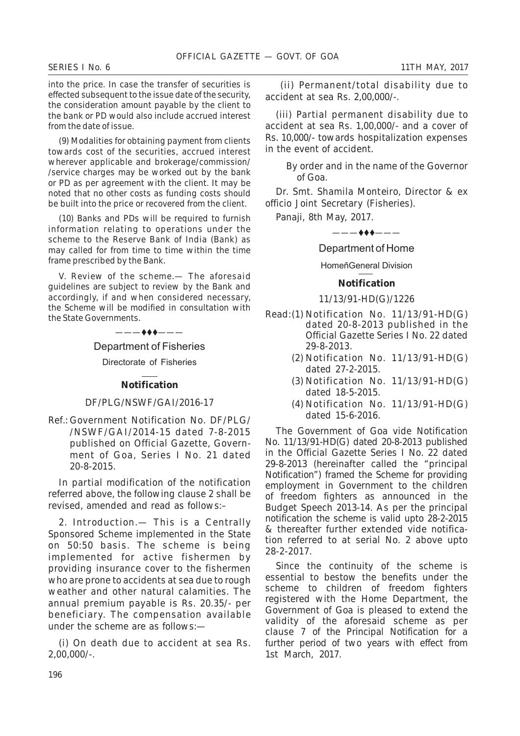into the price. In case the transfer of securities is effected subsequent to the issue date of the security, the consideration amount payable by the client to the bank or PD would also include accrued interest from the date of issue.

(9) Modalities for obtaining payment from clients towards cost of the securities, accrued interest wherever applicable and brokerage/commission/ /service charges may be worked out by the bank or PD as per agreement with the client. It may be noted that no other costs as funding costs should be built into the price or recovered from the client.

(10) Banks and PDs will be required to furnish information relating to operations under the scheme to the Reserve Bank of India (Bank) as may called for from time to time within the time frame prescribed by the Bank.

V. Review of the scheme.— The aforesaid guidelines are subject to review by the Bank and accordingly, if and when considered necessary, the Scheme will be modified in consultation with the State Governments.

———♦♦♦———

## Department of Fisheries

Directorate of Fisheries

### Notification

DF/PLG/NSWF/GAI/2016-17

Ref.: Government Notification No. DF/PLG/ /NSWF/GAI/2014-15 dated 7-8-2015 published on Official Gazette, Government of Goa, Series I No. 21 dated 20-8-2015.

In partial modification of the notification referred above, the following clause 2 shall be revised, amended and read as follows:–

2. Introduction.— This is a Centrally Sponsored Scheme implemented in the State on 50:50 basis. The scheme is being implemented for active fishermen by providing insurance cover to the fishermen who are prone to accidents at sea due to rough weather and other natural calamities. The annual premium payable is Rs. 20.35/- per beneficiary. The compensation available under the scheme are as follows:—

(i) On death due to accident at sea Rs. 2,00,000/-.

(ii) Permanent/total disability due to accident at sea Rs. 2,00,000/-.

(iii) Partial permanent disability due to accident at sea Rs. 1,00,000/- and a cover of Rs. 10,000/- towards hospitalization expenses in the event of accident.

By order and in the name of the Governor of Goa.

Dr. Smt. Shamila Monteiro, Director & ex officio Joint Secretary (Fisheries).

Panaji, 8th May, 2017.

———♦♦♦———

## Department of Home

HomeñGeneral Division

### Notification

11/13/91-HD(G)/1226

Read: (1) Notification No. 11/13/91-HD(G) dated 20-8-2013 published in the Official Gazette Series I No. 22 dated 29-8-2013.

(2) Notification No. 11/13/91-HD(G) dated 27-2-2015.

(3) Notification No. 11/13/91-HD(G) dated 18-5-2015.

(4) Notification No. 11/13/91-HD(G) dated 15-6-2016.

The Government of Goa vide Notification No. 11/13/91-HD(G) dated 20-8-2013 published in the Official Gazette Series I No. 22 dated 29-8-2013 (hereinafter called the "principal Notification") framed the Scheme for providing employment in Government to the children of freedom fighters as announced in the Budget Speech 2013-14. As per the principal notification the scheme is valid upto 28-2-2015 & thereafter further extended vide notification referred to at serial No. 2 above upto 28-2-2017.

Since the continuity of the scheme is essential to bestow the benefits under the scheme to children of freedom fighters registered with the Home Department, the Government of Goa is pleased to extend the validity of the aforesaid scheme as per clause 7 of the Principal Notification for a further period of two years with effect from 1st March, 2017.